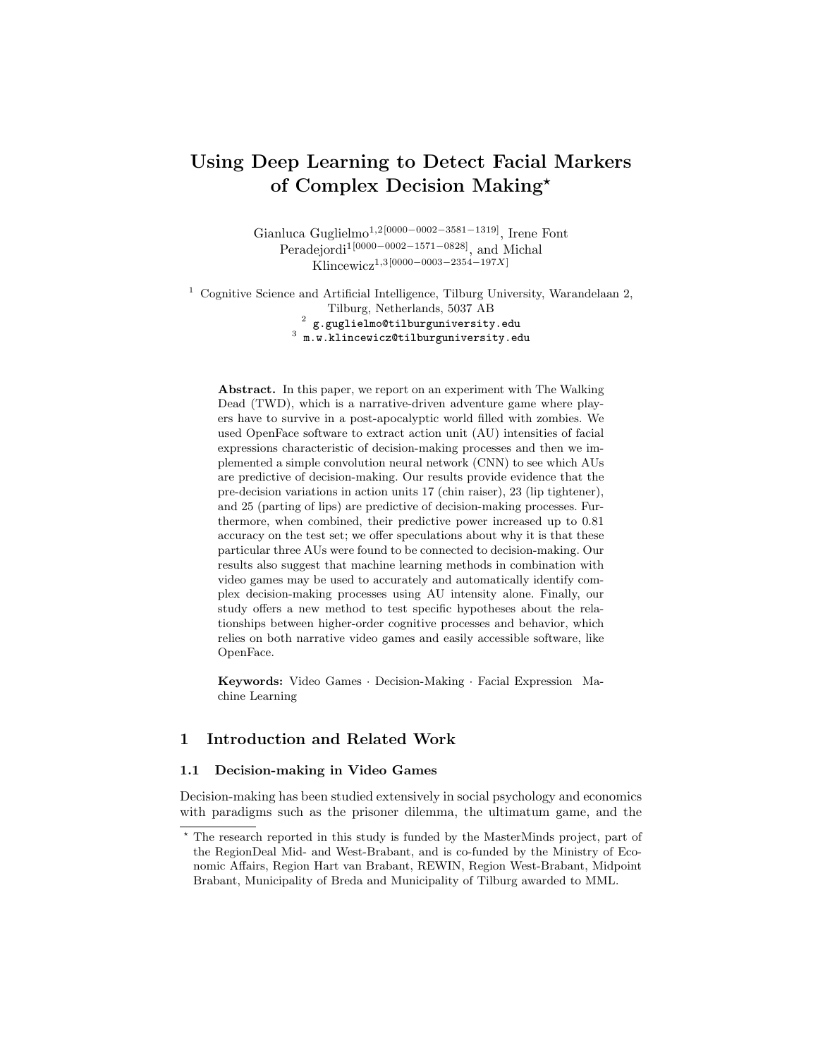# Using Deep Learning to Detect Facial Markers of Complex Decision Making*

Gianluca Guglielmo[1,2][0000-0002-3581-1319], Irene Font Peradejordi[1][0000-0002-1571-0828], and Michal Klincewicz[1,3][0000-0003-2354-197X]

[1] Cognitive Science and Artificial Intelligence, Tilburg University, Warandelaan 2, Tilburg, Netherlands, 5037 AB
[2] g.guglielmo@tilburguniversity.edu
[3] m.w.klincewicz@tilburguniversity.edu

**Abstract.** In this paper, we report on an experiment with The Walking Dead (TWD), which is a narrative-driven adventure game where players have to survive in a post-apocalyptic world filled with zombies. We used OpenFace software to extract action unit (AU) intensities of facial expressions characteristic of decision-making processes and then we implemented a simple convolution neural network (CNN) to see which AUs are predictive of decision-making. Our results provide evidence that the pre-decision variations in action units 17 (chin raiser), 23 (lip tightener), and 25 (parting of lips) are predictive of decision-making processes. Furthermore, when combined, their predictive power increased up to 0.81 accuracy on the test set; we offer speculations about why it is that these particular three AUs were found to be connected to decision-making. Our results also suggest that machine learning methods in combination with video games may be used to accurately and automatically identify complex decision-making processes using AU intensity alone. Finally, our study offers a new method to test specific hypotheses about the relationships between higher-order cognitive processes and behavior, which relies on both narrative video games and easily accessible software, like OpenFace.

**Keywords:** Video Games · Decision-Making · Facial Expression Machine Learning

## 1 Introduction and Related Work

### 1.1 Decision-making in Video Games

Decision-making has been studied extensively in social psychology and economics with paradigms such as the prisoner dilemma, the ultimatum game, and the

* The research reported in this study is funded by the MasterMinds project, part of the RegionDeal Mid- and West-Brabant, and is co-funded by the Ministry of Economic Affairs, Region Hart van Brabant, REWIN, Region West-Brabant, Midpoint Brabant, Municipality of Breda and Municipality of Tilburg awarded to MML.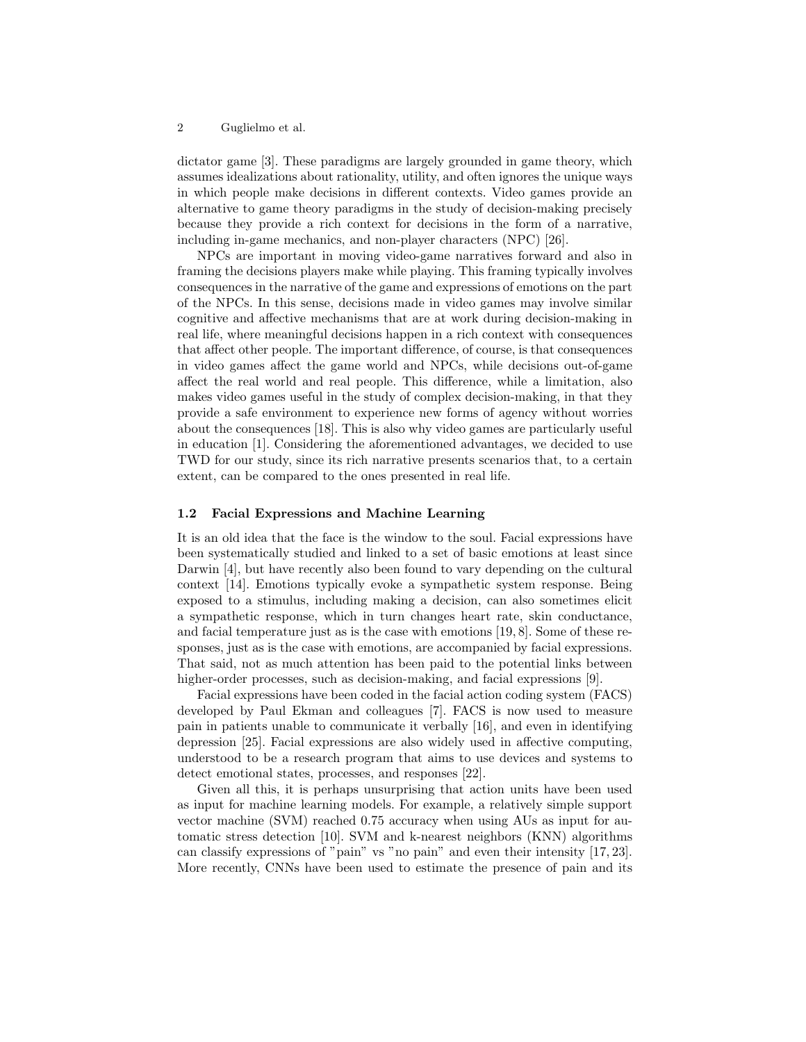dictator game [3]. These paradigms are largely grounded in game theory, which assumes idealizations about rationality, utility, and often ignores the unique ways in which people make decisions in different contexts. Video games provide an alternative to game theory paradigms in the study of decision-making precisely because they provide a rich context for decisions in the form of a narrative, including in-game mechanics, and non-player characters (NPC) [26].

NPCs are important in moving video-game narratives forward and also in framing the decisions players make while playing. This framing typically involves consequences in the narrative of the game and expressions of emotions on the part of the NPCs. In this sense, decisions made in video games may involve similar cognitive and affective mechanisms that are at work during decision-making in real life, where meaningful decisions happen in a rich context with consequences that affect other people. The important difference, of course, is that consequences in video games affect the game world and NPCs, while decisions out-of-game affect the real world and real people. This difference, while a limitation, also makes video games useful in the study of complex decision-making, in that they provide a safe environment to experience new forms of agency without worries about the consequences [18]. This is also why video games are particularly useful in education [1]. Considering the aforementioned advantages, we decided to use TWD for our study, since its rich narrative presents scenarios that, to a certain extent, can be compared to the ones presented in real life.

### 1.2 Facial Expressions and Machine Learning

It is an old idea that the face is the window to the soul. Facial expressions have been systematically studied and linked to a set of basic emotions at least since Darwin [4], but have recently also been found to vary depending on the cultural context [14]. Emotions typically evoke a sympathetic system response. Being exposed to a stimulus, including making a decision, can also sometimes elicit a sympathetic response, which in turn changes heart rate, skin conductance, and facial temperature just as is the case with emotions [19, 8]. Some of these responses, just as is the case with emotions, are accompanied by facial expressions. That said, not as much attention has been paid to the potential links between higher-order processes, such as decision-making, and facial expressions [9].

Facial expressions have been coded in the facial action coding system (FACS) developed by Paul Ekman and colleagues [7]. FACS is now used to measure pain in patients unable to communicate it verbally [16], and even in identifying depression [25]. Facial expressions are also widely used in affective computing, understood to be a research program that aims to use devices and systems to detect emotional states, processes, and responses [22].

Given all this, it is perhaps unsurprising that action units have been used as input for machine learning models. For example, a relatively simple support vector machine (SVM) reached 0.75 accuracy when using AUs as input for automatic stress detection [10]. SVM and k-nearest neighbors (KNN) algorithms can classify expressions of "pain" vs "no pain" and even their intensity [17, 23]. More recently, CNNs have been used to estimate the presence of pain and its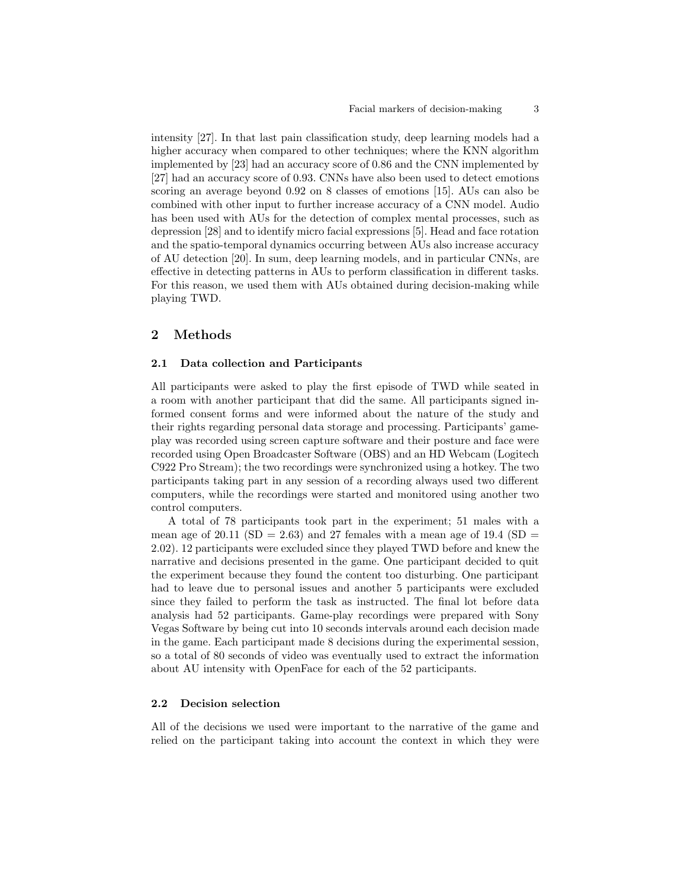intensity [27]. In that last pain classification study, deep learning models had a higher accuracy when compared to other techniques; where the KNN algorithm implemented by [23] had an accuracy score of 0.86 and the CNN implemented by [27] had an accuracy score of 0.93. CNNs have also been used to detect emotions scoring an average beyond 0.92 on 8 classes of emotions [15]. AUs can also be combined with other input to further increase accuracy of a CNN model. Audio has been used with AUs for the detection of complex mental processes, such as depression [28] and to identify micro facial expressions [5]. Head and face rotation and the spatio-temporal dynamics occurring between AUs also increase accuracy of AU detection [20]. In sum, deep learning models, and in particular CNNs, are effective in detecting patterns in AUs to perform classification in different tasks. For this reason, we used them with AUs obtained during decision-making while playing TWD.

## 2 Methods

### 2.1 Data collection and Participants

All participants were asked to play the first episode of TWD while seated in a room with another participant that did the same. All participants signed informed consent forms and were informed about the nature of the study and their rights regarding personal data storage and processing. Participants' gameplay was recorded using screen capture software and their posture and face were recorded using Open Broadcaster Software (OBS) and an HD Webcam (Logitech C922 Pro Stream); the two recordings were synchronized using a hotkey. The two participants taking part in any session of a recording always used two different computers, while the recordings were started and monitored using another two control computers.

A total of 78 participants took part in the experiment; 51 males with a mean age of 20.11 (SD = 2.63) and 27 females with a mean age of 19.4 (SD = 2.02). 12 participants were excluded since they played TWD before and knew the narrative and decisions presented in the game. One participant decided to quit the experiment because they found the content too disturbing. One participant had to leave due to personal issues and another 5 participants were excluded since they failed to perform the task as instructed. The final lot before data analysis had 52 participants. Game-play recordings were prepared with Sony Vegas Software by being cut into 10 seconds intervals around each decision made in the game. Each participant made 8 decisions during the experimental session, so a total of 80 seconds of video was eventually used to extract the information about AU intensity with OpenFace for each of the 52 participants.

### 2.2 Decision selection

All of the decisions we used were important to the narrative of the game and relied on the participant taking into account the context in which they were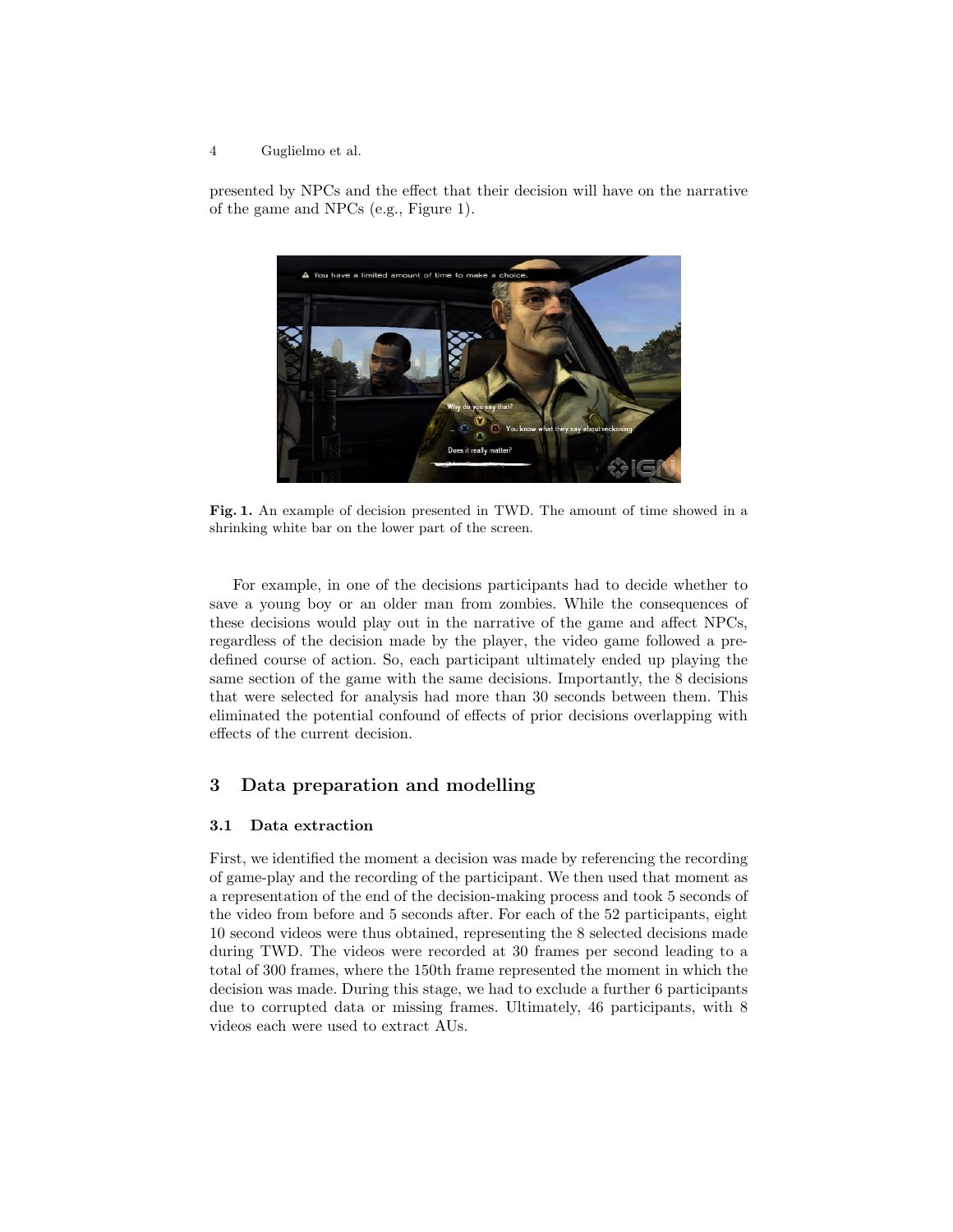presented by NPCs and the effect that their decision will have on the narrative of the game and NPCs (e.g., Figure 1).

**Fig. 1.** An example of decision presented in TWD. The amount of time showed in a shrinking white bar on the lower part of the screen.

For example, in one of the decisions participants had to decide whether to save a young boy or an older man from zombies. While the consequences of these decisions would play out in the narrative of the game and affect NPCs, regardless of the decision made by the player, the video game followed a predefined course of action. So, each participant ultimately ended up playing the same section of the game with the same decisions. Importantly, the 8 decisions that were selected for analysis had more than 30 seconds between them. This eliminated the potential confound of effects of prior decisions overlapping with effects of the current decision.

## 3 Data preparation and modelling

### 3.1 Data extraction

First, we identified the moment a decision was made by referencing the recording of game-play and the recording of the participant. We then used that moment as a representation of the end of the decision-making process and took 5 seconds of the video from before and 5 seconds after. For each of the 52 participants, eight 10 second videos were thus obtained, representing the 8 selected decisions made during TWD. The videos were recorded at 30 frames per second leading to a total of 300 frames, where the 150th frame represented the moment in which the decision was made. During this stage, we had to exclude a further 6 participants due to corrupted data or missing frames. Ultimately, 46 participants, with 8 videos each were used to extract AUs.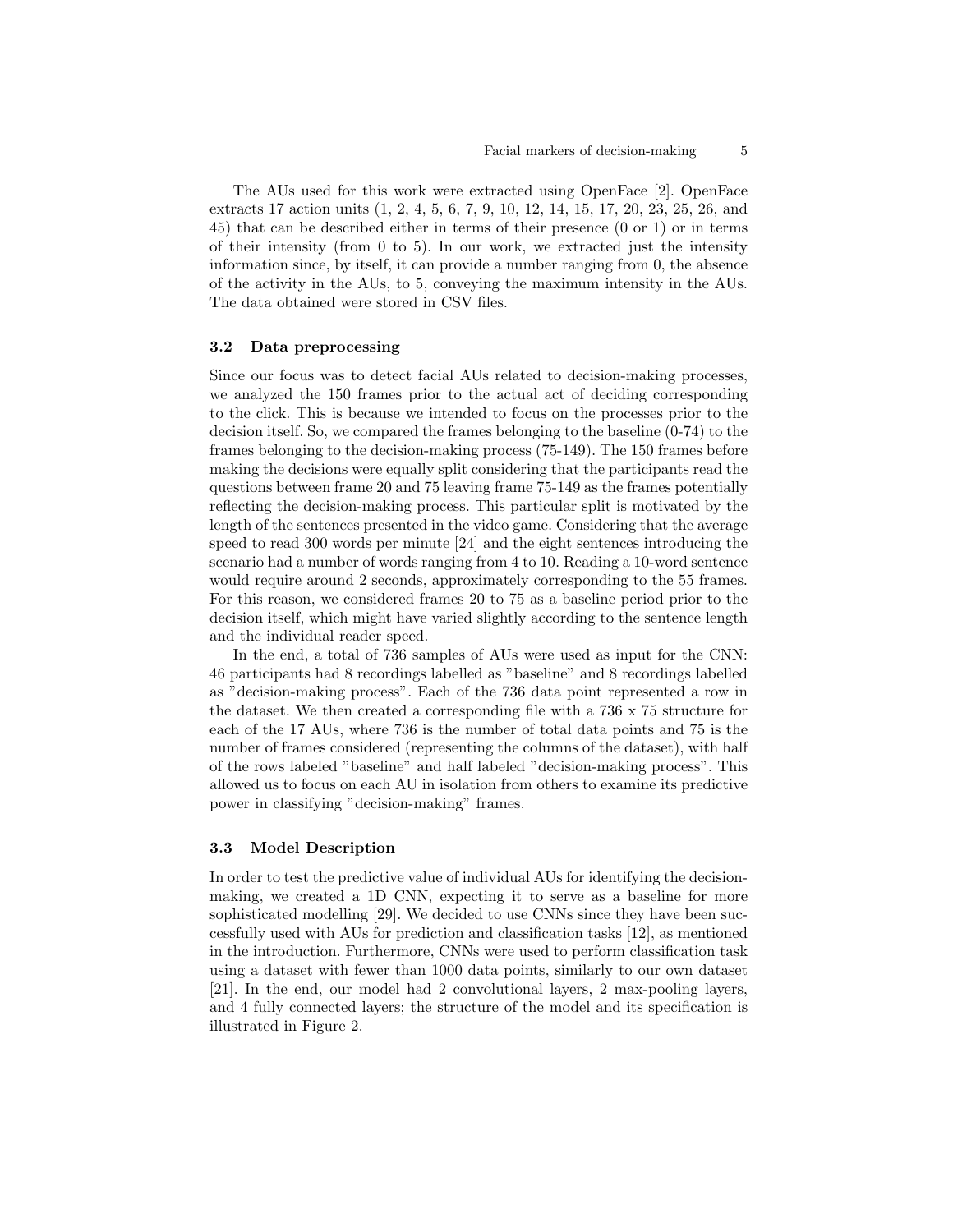The AUs used for this work were extracted using OpenFace [2]. OpenFace extracts 17 action units (1, 2, 4, 5, 6, 7, 9, 10, 12, 14, 15, 17, 20, 23, 25, 26, and 45) that can be described either in terms of their presence (0 or 1) or in terms of their intensity (from 0 to 5). In our work, we extracted just the intensity information since, by itself, it can provide a number ranging from 0, the absence of the activity in the AUs, to 5, conveying the maximum intensity in the AUs. The data obtained were stored in CSV files.

### 3.2 Data preprocessing

Since our focus was to detect facial AUs related to decision-making processes, we analyzed the 150 frames prior to the actual act of deciding corresponding to the click. This is because we intended to focus on the processes prior to the decision itself. So, we compared the frames belonging to the baseline (0-74) to the frames belonging to the decision-making process (75-149). The 150 frames before making the decisions were equally split considering that the participants read the questions between frame 20 and 75 leaving frame 75-149 as the frames potentially reflecting the decision-making process. This particular split is motivated by the length of the sentences presented in the video game. Considering that the average speed to read 300 words per minute [24] and the eight sentences introducing the scenario had a number of words ranging from 4 to 10. Reading a 10-word sentence would require around 2 seconds, approximately corresponding to the 55 frames. For this reason, we considered frames 20 to 75 as a baseline period prior to the decision itself, which might have varied slightly according to the sentence length and the individual reader speed.

In the end, a total of 736 samples of AUs were used as input for the CNN: 46 participants had 8 recordings labelled as "baseline" and 8 recordings labelled as "decision-making process". Each of the 736 data point represented a row in the dataset. We then created a corresponding file with a 736 x 75 structure for each of the 17 AUs, where 736 is the number of total data points and 75 is the number of frames considered (representing the columns of the dataset), with half of the rows labeled "baseline" and half labeled "decision-making process". This allowed us to focus on each AU in isolation from others to examine its predictive power in classifying "decision-making" frames.

### 3.3 Model Description

In order to test the predictive value of individual AUs for identifying the decision-making, we created a 1D CNN, expecting it to serve as a baseline for more sophisticated modelling [29]. We decided to use CNNs since they have been successfully used with AUs for prediction and classification tasks [12], as mentioned in the introduction. Furthermore, CNNs were used to perform classification task using a dataset with fewer than 1000 data points, similarly to our own dataset [21]. In the end, our model had 2 convolutional layers, 2 max-pooling layers, and 4 fully connected layers; the structure of the model and its specification is illustrated in Figure 2.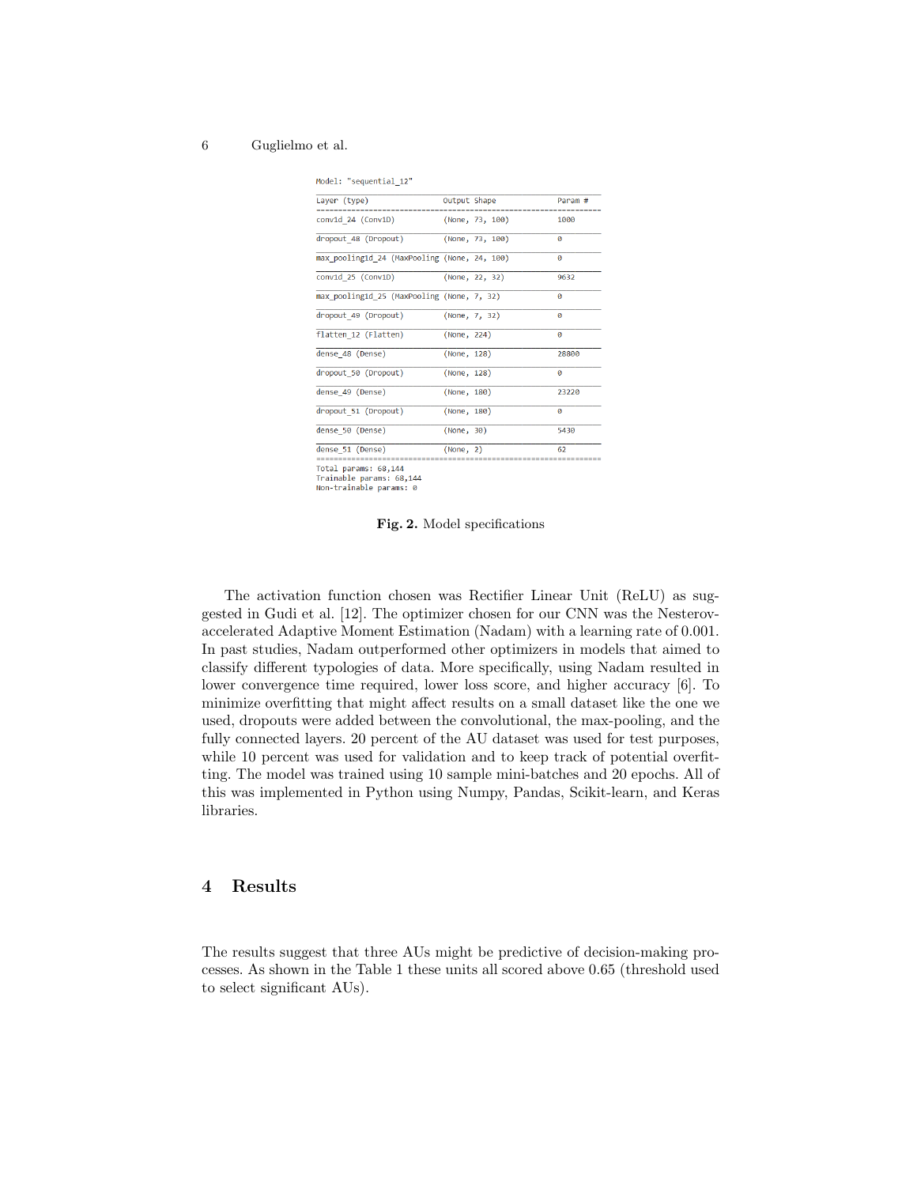```
Model: "sequential_12"
_________________________________________________________________
Layer (type)                 Output Shape              Param #
=================================================================
conv1d_24 (Conv1D)           (None, 73, 100)           1000
_________________________________________________________________
dropout_48 (Dropout)         (None, 73, 100)           0
_________________________________________________________________
max_pooling1d_24 (MaxPooling (None, 24, 100)           0
_________________________________________________________________
conv1d_25 (Conv1D)           (None, 22, 32)            9632
_________________________________________________________________
max_pooling1d_25 (MaxPooling (None, 7, 32)             0
_________________________________________________________________
dropout_49 (Dropout)         (None, 7, 32)             0
_________________________________________________________________
flatten_12 (Flatten)         (None, 224)               0
_________________________________________________________________
dense_48 (Dense)             (None, 128)               28800
_________________________________________________________________
dropout_50 (Dropout)         (None, 128)               0
_________________________________________________________________
dense_49 (Dense)             (None, 180)               23220
_________________________________________________________________
dropout_51 (Dropout)         (None, 180)               0
_________________________________________________________________
dense_50 (Dense)             (None, 30)                5430
_________________________________________________________________
dense_51 (Dense)             (None, 2)                 62
=================================================================
Total params: 68,144
Trainable params: 68,144
Non-trainable params: 0
```

**Fig. 2.** Model specifications

The activation function chosen was Rectifier Linear Unit (ReLU) as suggested in Gudi et al. [12]. The optimizer chosen for our CNN was the Nesterov-accelerated Adaptive Moment Estimation (Nadam) with a learning rate of 0.001. In past studies, Nadam outperformed other optimizers in models that aimed to classify different typologies of data. More specifically, using Nadam resulted in lower convergence time required, lower loss score, and higher accuracy [6]. To minimize overfitting that might affect results on a small dataset like the one we used, dropouts were added between the convolutional, the max-pooling, and the fully connected layers. 20 percent of the AU dataset was used for test purposes, while 10 percent was used for validation and to keep track of potential overfitting. The model was trained using 10 sample mini-batches and 20 epochs. All of this was implemented in Python using Numpy, Pandas, Scikit-learn, and Keras libraries.

## 4 Results

The results suggest that three AUs might be predictive of decision-making processes. As shown in the Table 1 these units all scored above 0.65 (threshold used to select significant AUs).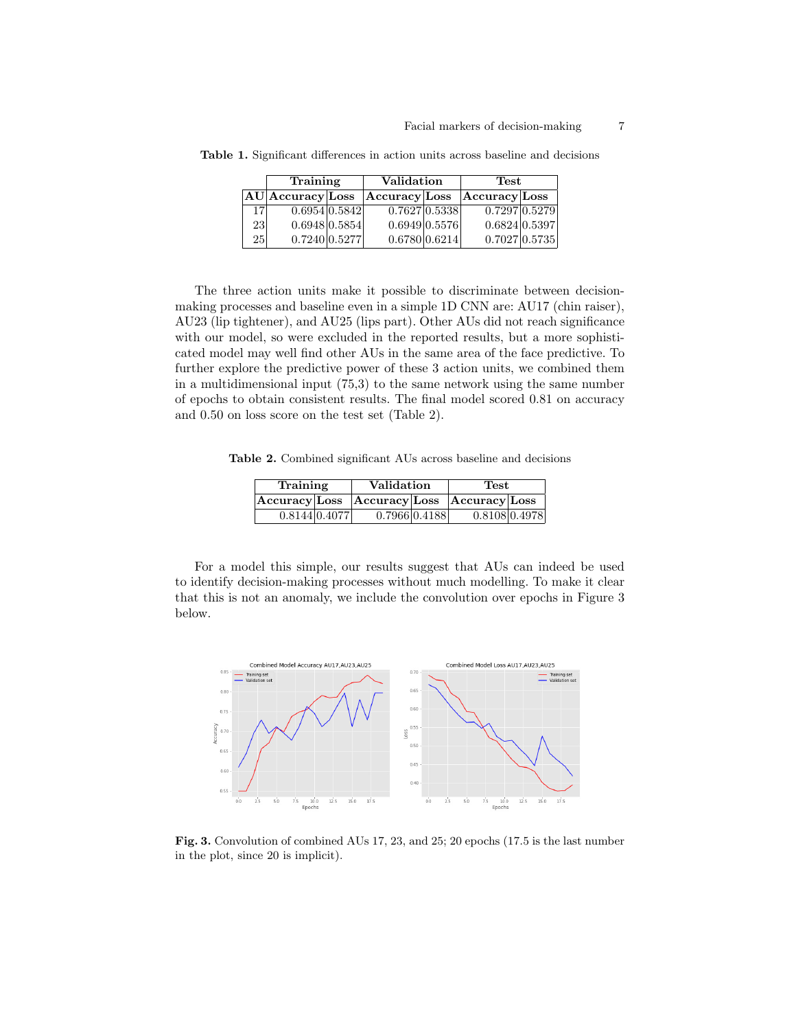**Table 1.** Significant differences in action units across baseline and decisions

| | Training | | Validation | | Test | |
|---|---|---|---|---|---|---|
| AU | Accuracy | Loss | Accuracy | Loss | Accuracy | Loss |
| 17 | 0.6954 | 0.5842 | 0.7627 | 0.5338 | 0.7297 | 0.5279 |
| 23 | 0.6948 | 0.5854 | 0.6949 | 0.5576 | 0.6824 | 0.5397 |
| 25 | 0.7240 | 0.5277 | 0.6780 | 0.6214 | 0.7027 | 0.5735 |

The three action units make it possible to discriminate between decision-making processes and baseline even in a simple 1D CNN are: AU17 (chin raiser), AU23 (lip tightener), and AU25 (lips part). Other AUs did not reach significance with our model, so were excluded in the reported results, but a more sophisticated model may well find other AUs in the same area of the face predictive. To further explore the predictive power of these 3 action units, we combined them in a multidimensional input (75,3) to the same network using the same number of epochs to obtain consistent results. The final model scored 0.81 on accuracy and 0.50 on loss score on the test set (Table 2).

**Table 2.** Combined significant AUs across baseline and decisions

| Training | | Validation | | Test | |
|---|---|---|---|---|---|
| Accuracy | Loss | Accuracy | Loss | Accuracy | Loss |
| 0.8144 | 0.4077 | 0.7966 | 0.4188 | 0.8108 | 0.4978 |

For a model this simple, our results suggest that AUs can indeed be used to identify decision-making processes without much modelling. To make it clear that this is not an anomaly, we include the convolution over epochs in Figure 3 below.

**Fig. 3.** Convolution of combined AUs 17, 23, and 25; 20 epochs (17.5 is the last number in the plot, since 20 is implicit).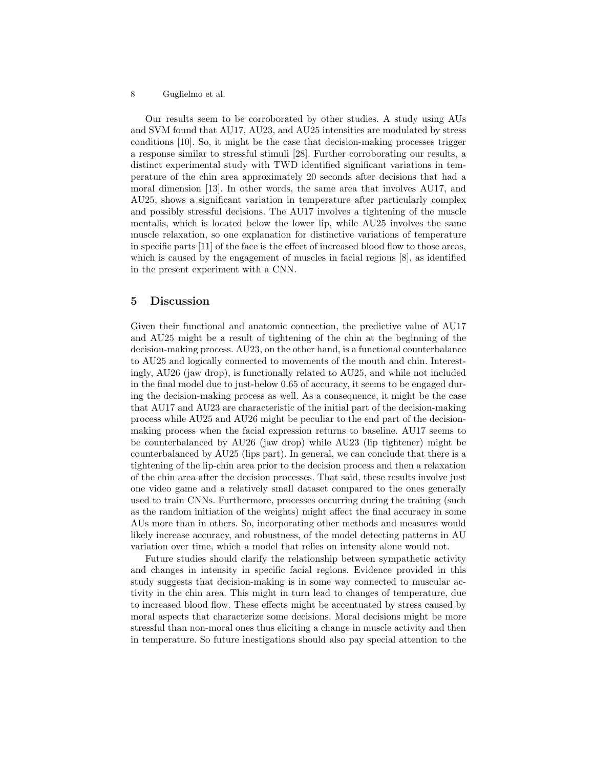Our results seem to be corroborated by other studies. A study using AUs and SVM found that AU17, AU23, and AU25 intensities are modulated by stress conditions [10]. So, it might be the case that decision-making processes trigger a response similar to stressful stimuli [28]. Further corroborating our results, a distinct experimental study with TWD identified significant variations in temperature of the chin area approximately 20 seconds after decisions that had a moral dimension [13]. In other words, the same area that involves AU17, and AU25, shows a significant variation in temperature after particularly complex and possibly stressful decisions. The AU17 involves a tightening of the muscle mentalis, which is located below the lower lip, while AU25 involves the same muscle relaxation, so one explanation for distinctive variations of temperature in specific parts [11] of the face is the effect of increased blood flow to those areas, which is caused by the engagement of muscles in facial regions [8], as identified in the present experiment with a CNN.

## 5 Discussion

Given their functional and anatomic connection, the predictive value of AU17 and AU25 might be a result of tightening of the chin at the beginning of the decision-making process. AU23, on the other hand, is a functional counterbalance to AU25 and logically connected to movements of the mouth and chin. Interestingly, AU26 (jaw drop), is functionally related to AU25, and while not included in the final model due to just-below 0.65 of accuracy, it seems to be engaged during the decision-making process as well. As a consequence, it might be the case that AU17 and AU23 are characteristic of the initial part of the decision-making process while AU25 and AU26 might be peculiar to the end part of the decision-making process when the facial expression returns to baseline. AU17 seems to be counterbalanced by AU26 (jaw drop) while AU23 (lip tightener) might be counterbalanced by AU25 (lips part). In general, we can conclude that there is a tightening of the lip-chin area prior to the decision process and then a relaxation of the chin area after the decision processes. That said, these results involve just one video game and a relatively small dataset compared to the ones generally used to train CNNs. Furthermore, processes occurring during the training (such as the random initiation of the weights) might affect the final accuracy in some AUs more than in others. So, incorporating other methods and measures would likely increase accuracy, and robustness, of the model detecting patterns in AU variation over time, which a model that relies on intensity alone would not.

Future studies should clarify the relationship between sympathetic activity and changes in intensity in specific facial regions. Evidence provided in this study suggests that decision-making is in some way connected to muscular activity in the chin area. This might in turn lead to changes of temperature, due to increased blood flow. These effects might be accentuated by stress caused by moral aspects that characterize some decisions. Moral decisions might be more stressful than non-moral ones thus eliciting a change in muscle activity and then in temperature. So future inestigations should also pay special attention to the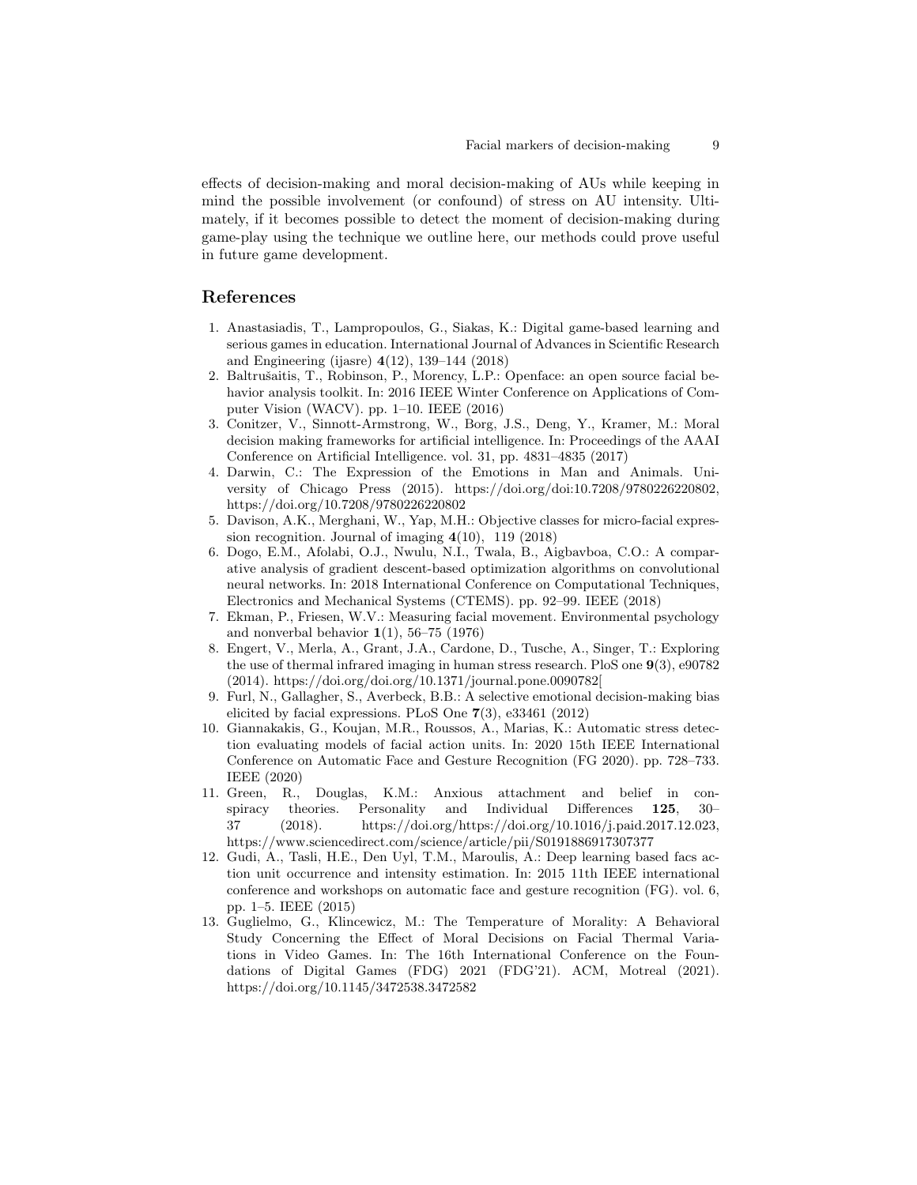effects of decision-making and moral decision-making of AUs while keeping in mind the possible involvement (or confound) of stress on AU intensity. Ultimately, if it becomes possible to detect the moment of decision-making during game-play using the technique we outline here, our methods could prove useful in future game development.

## References

1. Anastasiadis, T., Lampropoulos, G., Siakas, K.: Digital game-based learning and serious games in education. International Journal of Advances in Scientific Research and Engineering (ijasre) **4**(12), 139–144 (2018)
2. Baltrušaitis, T., Robinson, P., Morency, L.P.: Openface: an open source facial behavior analysis toolkit. In: 2016 IEEE Winter Conference on Applications of Computer Vision (WACV). pp. 1–10. IEEE (2016)
3. Conitzer, V., Sinnott-Armstrong, W., Borg, J.S., Deng, Y., Kramer, M.: Moral decision making frameworks for artificial intelligence. In: Proceedings of the AAAI Conference on Artificial Intelligence. vol. 31, pp. 4831–4835 (2017)
4. Darwin, C.: The Expression of the Emotions in Man and Animals. University of Chicago Press (2015). https://doi.org/doi:10.7208/9780226220802, https://doi.org/10.7208/9780226220802
5. Davison, A.K., Merghani, W., Yap, M.H.: Objective classes for micro-facial expression recognition. Journal of imaging **4**(10), 119 (2018)
6. Dogo, E.M., Afolabi, O.J., Nwulu, N.I., Twala, B., Aigbavboa, C.O.: A comparative analysis of gradient descent-based optimization algorithms on convolutional neural networks. In: 2018 International Conference on Computational Techniques, Electronics and Mechanical Systems (CTEMS). pp. 92–99. IEEE (2018)
7. Ekman, P., Friesen, W.V.: Measuring facial movement. Environmental psychology and nonverbal behavior **1**(1), 56–75 (1976)
8. Engert, V., Merla, A., Grant, J.A., Cardone, D., Tusche, A., Singer, T.: Exploring the use of thermal infrared imaging in human stress research. PloS one **9**(3), e90782 (2014). https://doi.org/doi.org/10.1371/journal.pone.0090782[
9. Furl, N., Gallagher, S., Averbeck, B.B.: A selective emotional decision-making bias elicited by facial expressions. PLoS One **7**(3), e33461 (2012)
10. Giannakakis, G., Koujan, M.R., Roussos, A., Marias, K.: Automatic stress detection evaluating models of facial action units. In: 2020 15th IEEE International Conference on Automatic Face and Gesture Recognition (FG 2020). pp. 728–733. IEEE (2020)
11. Green, R., Douglas, K.M.: Anxious attachment and belief in conspiracy theories. Personality and Individual Differences **125**, 30–37 (2018). https://doi.org/https://doi.org/10.1016/j.paid.2017.12.023, https://www.sciencedirect.com/science/article/pii/S0191886917307377
12. Gudi, A., Tasli, H.E., Den Uyl, T.M., Maroulis, A.: Deep learning based facs action unit occurrence and intensity estimation. In: 2015 11th IEEE international conference and workshops on automatic face and gesture recognition (FG). vol. 6, pp. 1–5. IEEE (2015)
13. Guglielmo, G., Klincewicz, M.: The Temperature of Morality: A Behavioral Study Concerning the Effect of Moral Decisions on Facial Thermal Variations in Video Games. In: The 16th International Conference on the Foundations of Digital Games (FDG) 2021 (FDG'21). ACM, Motreal (2021). https://doi.org/10.1145/3472538.3472582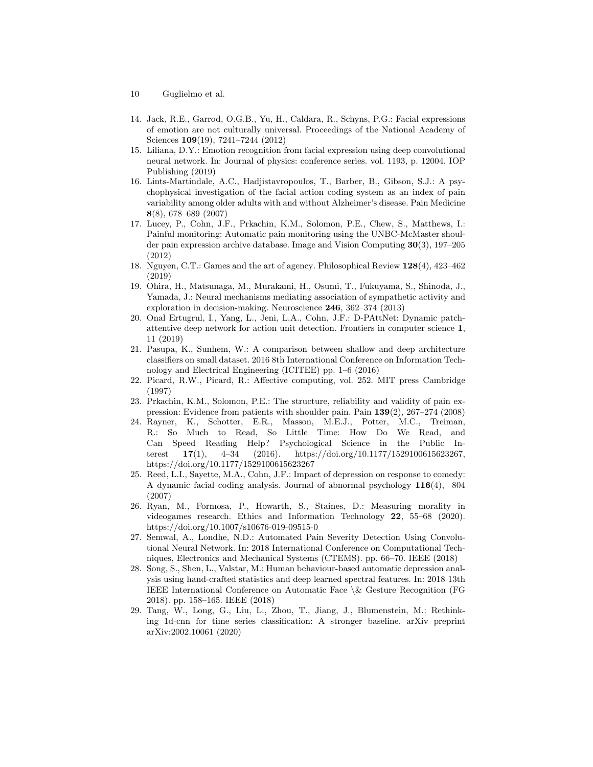14. Jack, R.E., Garrod, O.G.B., Yu, H., Caldara, R., Schyns, P.G.: Facial expressions of emotion are not culturally universal. Proceedings of the National Academy of Sciences **109**(19), 7241–7244 (2012)
15. Liliana, D.Y.: Emotion recognition from facial expression using deep convolutional neural network. In: Journal of physics: conference series. vol. 1193, p. 12004. IOP Publishing (2019)
16. Lints-Martindale, A.C., Hadjistavropoulos, T., Barber, B., Gibson, S.J.: A psychophysical investigation of the facial action coding system as an index of pain variability among older adults with and without Alzheimer's disease. Pain Medicine **8**(8), 678–689 (2007)
17. Lucey, P., Cohn, J.F., Prkachin, K.M., Solomon, P.E., Chew, S., Matthews, I.: Painful monitoring: Automatic pain monitoring using the UNBC-McMaster shoulder pain expression archive database. Image and Vision Computing **30**(3), 197–205 (2012)
18. Nguyen, C.T.: Games and the art of agency. Philosophical Review **128**(4), 423–462 (2019)
19. Ohira, H., Matsunaga, M., Murakami, H., Osumi, T., Fukuyama, S., Shinoda, J., Yamada, J.: Neural mechanisms mediating association of sympathetic activity and exploration in decision-making. Neuroscience **246**, 362–374 (2013)
20. Onal Ertugrul, I., Yang, L., Jeni, L.A., Cohn, J.F.: D-PAttNet: Dynamic patch-attentive deep network for action unit detection. Frontiers in computer science **1**, 11 (2019)
21. Pasupa, K., Sunhem, W.: A comparison between shallow and deep architecture classifiers on small dataset. 2016 8th International Conference on Information Technology and Electrical Engineering (ICITEE) pp. 1–6 (2016)
22. Picard, R.W., Picard, R.: Affective computing, vol. 252. MIT press Cambridge (1997)
23. Prkachin, K.M., Solomon, P.E.: The structure, reliability and validity of pain expression: Evidence from patients with shoulder pain. Pain **139**(2), 267–274 (2008)
24. Rayner, K., Schotter, E.R., Masson, M.E.J., Potter, M.C., Treiman, R.: So Much to Read, So Little Time: How Do We Read, and Can Speed Reading Help? Psychological Science in the Public Interest **17**(1), 4–34 (2016). https://doi.org/10.1177/1529100615623267, https://doi.org/10.1177/1529100615623267
25. Reed, L.I., Sayette, M.A., Cohn, J.F.: Impact of depression on response to comedy: A dynamic facial coding analysis. Journal of abnormal psychology **116**(4), 804 (2007)
26. Ryan, M., Formosa, P., Howarth, S., Staines, D.: Measuring morality in videogames research. Ethics and Information Technology **22**, 55–68 (2020). https://doi.org/10.1007/s10676-019-09515-0
27. Semwal, A., Londhe, N.D.: Automated Pain Severity Detection Using Convolutional Neural Network. In: 2018 International Conference on Computational Techniques, Electronics and Mechanical Systems (CTEMS). pp. 66–70. IEEE (2018)
28. Song, S., Shen, L., Valstar, M.: Human behaviour-based automatic depression analysis using hand-crafted statistics and deep learned spectral features. In: 2018 13th IEEE International Conference on Automatic Face \& Gesture Recognition (FG 2018). pp. 158–165. IEEE (2018)
29. Tang, W., Long, G., Liu, L., Zhou, T., Jiang, J., Blumenstein, M.: Rethinking 1d-cnn for time series classification: A stronger baseline. arXiv preprint arXiv:2002.10061 (2020)